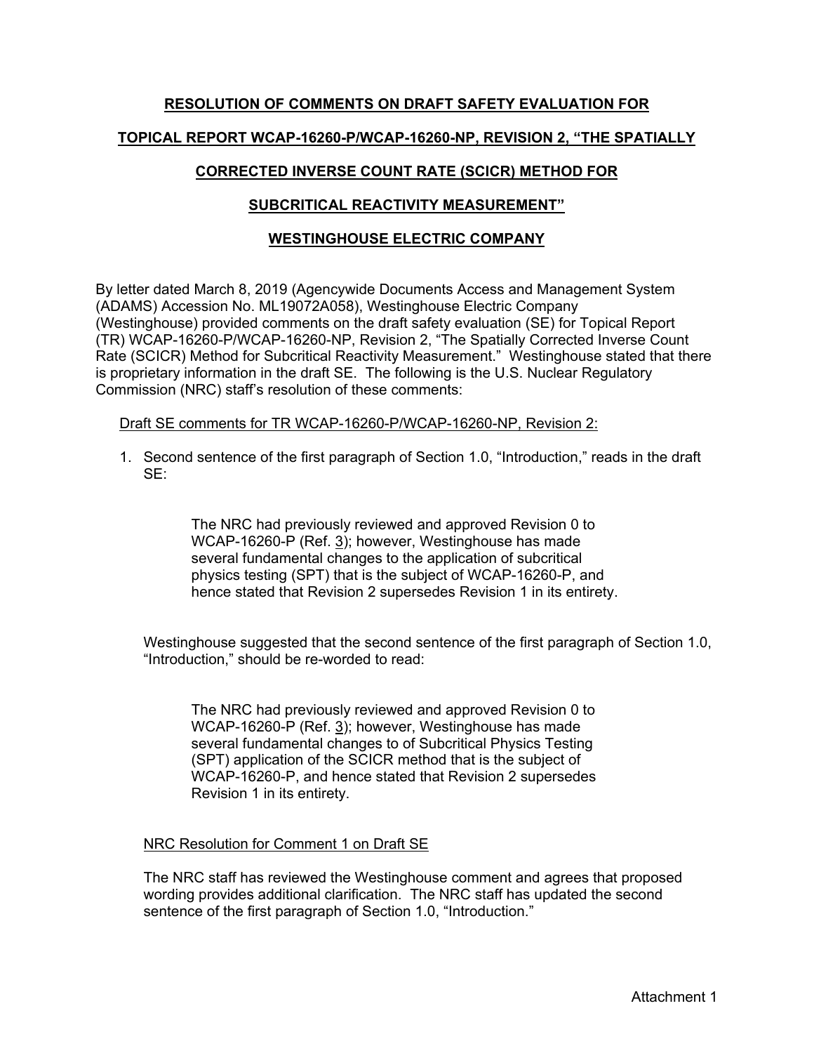**RESOLUTION OF COMMENTS ON DRAFT SAFETY EVALUATION FOR**

**TOPICAL REPORT WCAP-16260-P/WCAP-16260-NP, REVISION 2, "THE SPATIALLY**

**CORRECTED INVERSE COUNT RATE (SCICR) METHOD FOR**

**SUBCRITICAL REACTIVITY MEASUREMENT"**

**WESTINGHOUSE ELECTRIC COMPANY**

By letter dated March 8, 2019 (Agencywide Documents Access and Management System (ADAMS) Accession No. ML19072A058), Westinghouse Electric Company (Westinghouse) provided comments on the draft safety evaluation (SE) for Topical Report (TR) WCAP-16260-P/WCAP-16260-NP, Revision 2, "The Spatially Corrected Inverse Count Rate (SCICR) Method for Subcritical Reactivity Measurement." Westinghouse stated that there is proprietary information in the draft SE. The following is the U.S. Nuclear Regulatory Commission (NRC) staff's resolution of these comments:

Draft SE comments for TR WCAP-16260-P/WCAP-16260-NP, Revision 2:

1. Second sentence of the first paragraph of Section 1.0, "Introduction," reads in the draft SE:

   > The NRC had previously reviewed and approved Revision 0 to WCAP-16260-P (Ref. 3); however, Westinghouse has made several fundamental changes to the application of subcritical physics testing (SPT) that is the subject of WCAP-16260-P, and hence stated that Revision 2 supersedes Revision 1 in its entirety.

   Westinghouse suggested that the second sentence of the first paragraph of Section 1.0, "Introduction," should be re-worded to read:

   > The NRC had previously reviewed and approved Revision 0 to WCAP-16260-P (Ref. 3); however, Westinghouse has made several fundamental changes to of Subcritical Physics Testing (SPT) application of the SCICR method that is the subject of WCAP-16260-P, and hence stated that Revision 2 supersedes Revision 1 in its entirety.

   NRC Resolution for Comment 1 on Draft SE

   The NRC staff has reviewed the Westinghouse comment and agrees that proposed wording provides additional clarification. The NRC staff has updated the second sentence of the first paragraph of Section 1.0, "Introduction."

Attachment 1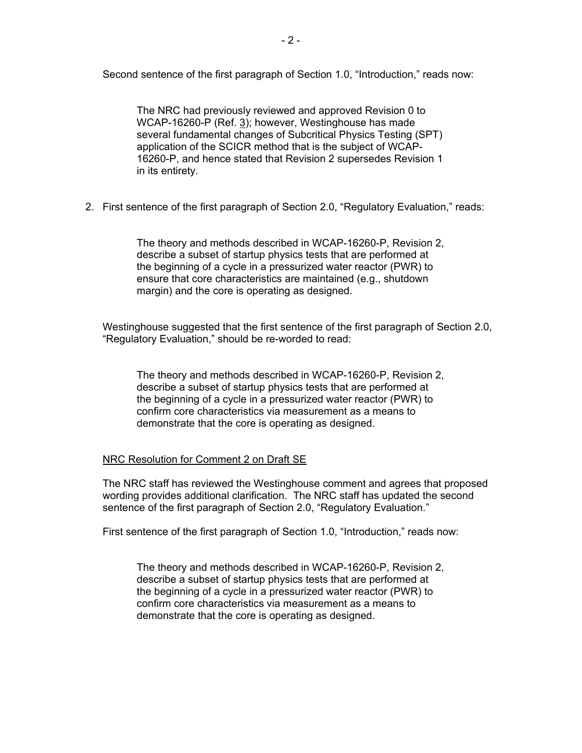Second sentence of the first paragraph of Section 1.0, "Introduction," reads now:

> The NRC had previously reviewed and approved Revision 0 to WCAP-16260-P (Ref. 3); however, Westinghouse has made several fundamental changes of Subcritical Physics Testing (SPT) application of the SCICR method that is the subject of WCAP-16260-P, and hence stated that Revision 2 supersedes Revision 1 in its entirety.

2. First sentence of the first paragraph of Section 2.0, "Regulatory Evaluation," reads:

> The theory and methods described in WCAP-16260-P, Revision 2, describe a subset of startup physics tests that are performed at the beginning of a cycle in a pressurized water reactor (PWR) to ensure that core characteristics are maintained (e.g., shutdown margin) and the core is operating as designed.

Westinghouse suggested that the first sentence of the first paragraph of Section 2.0, "Regulatory Evaluation," should be re-worded to read:

> The theory and methods described in WCAP-16260-P, Revision 2, describe a subset of startup physics tests that are performed at the beginning of a cycle in a pressurized water reactor (PWR) to confirm core characteristics via measurement as a means to demonstrate that the core is operating as designed.

<u>NRC Resolution for Comment 2 on Draft SE</u>

The NRC staff has reviewed the Westinghouse comment and agrees that proposed wording provides additional clarification. The NRC staff has updated the second sentence of the first paragraph of Section 2.0, "Regulatory Evaluation."

First sentence of the first paragraph of Section 1.0, "Introduction," reads now:

> The theory and methods described in WCAP-16260-P, Revision 2, describe a subset of startup physics tests that are performed at the beginning of a cycle in a pressurized water reactor (PWR) to confirm core characteristics via measurement as a means to demonstrate that the core is operating as designed.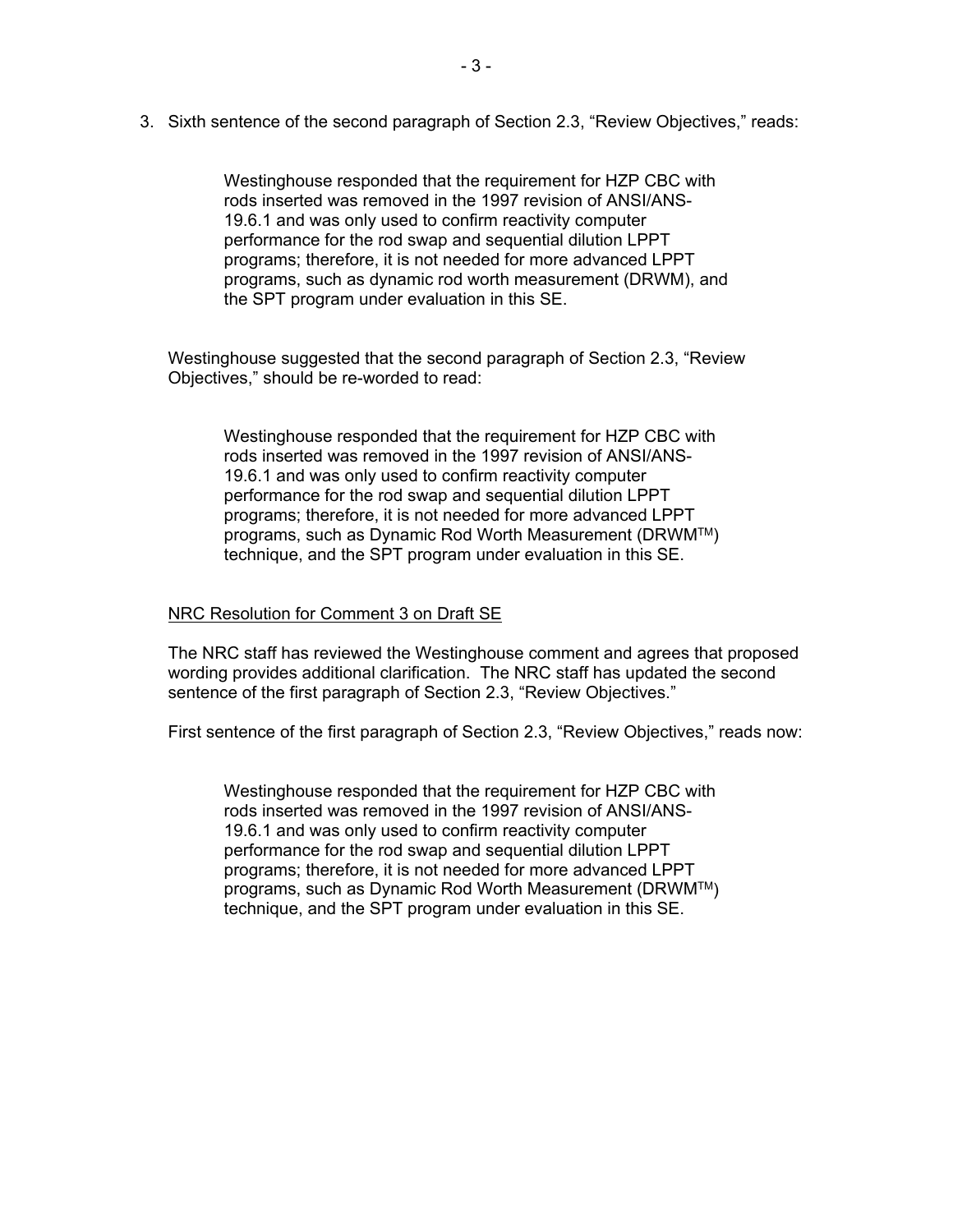3. Sixth sentence of the second paragraph of Section 2.3, "Review Objectives," reads:

> Westinghouse responded that the requirement for HZP CBC with rods inserted was removed in the 1997 revision of ANSI/ANS-19.6.1 and was only used to confirm reactivity computer performance for the rod swap and sequential dilution LPPT programs; therefore, it is not needed for more advanced LPPT programs, such as dynamic rod worth measurement (DRWM), and the SPT program under evaluation in this SE.

Westinghouse suggested that the second paragraph of Section 2.3, "Review Objectives," should be re-worded to read:

> Westinghouse responded that the requirement for HZP CBC with rods inserted was removed in the 1997 revision of ANSI/ANS-19.6.1 and was only used to confirm reactivity computer performance for the rod swap and sequential dilution LPPT programs; therefore, it is not needed for more advanced LPPT programs, such as Dynamic Rod Worth Measurement (DRWM™) technique, and the SPT program under evaluation in this SE.

<u>NRC Resolution for Comment 3 on Draft SE</u>

The NRC staff has reviewed the Westinghouse comment and agrees that proposed wording provides additional clarification. The NRC staff has updated the second sentence of the first paragraph of Section 2.3, "Review Objectives."

First sentence of the first paragraph of Section 2.3, "Review Objectives," reads now:

> Westinghouse responded that the requirement for HZP CBC with rods inserted was removed in the 1997 revision of ANSI/ANS-19.6.1 and was only used to confirm reactivity computer performance for the rod swap and sequential dilution LPPT programs; therefore, it is not needed for more advanced LPPT programs, such as Dynamic Rod Worth Measurement (DRWM™) technique, and the SPT program under evaluation in this SE.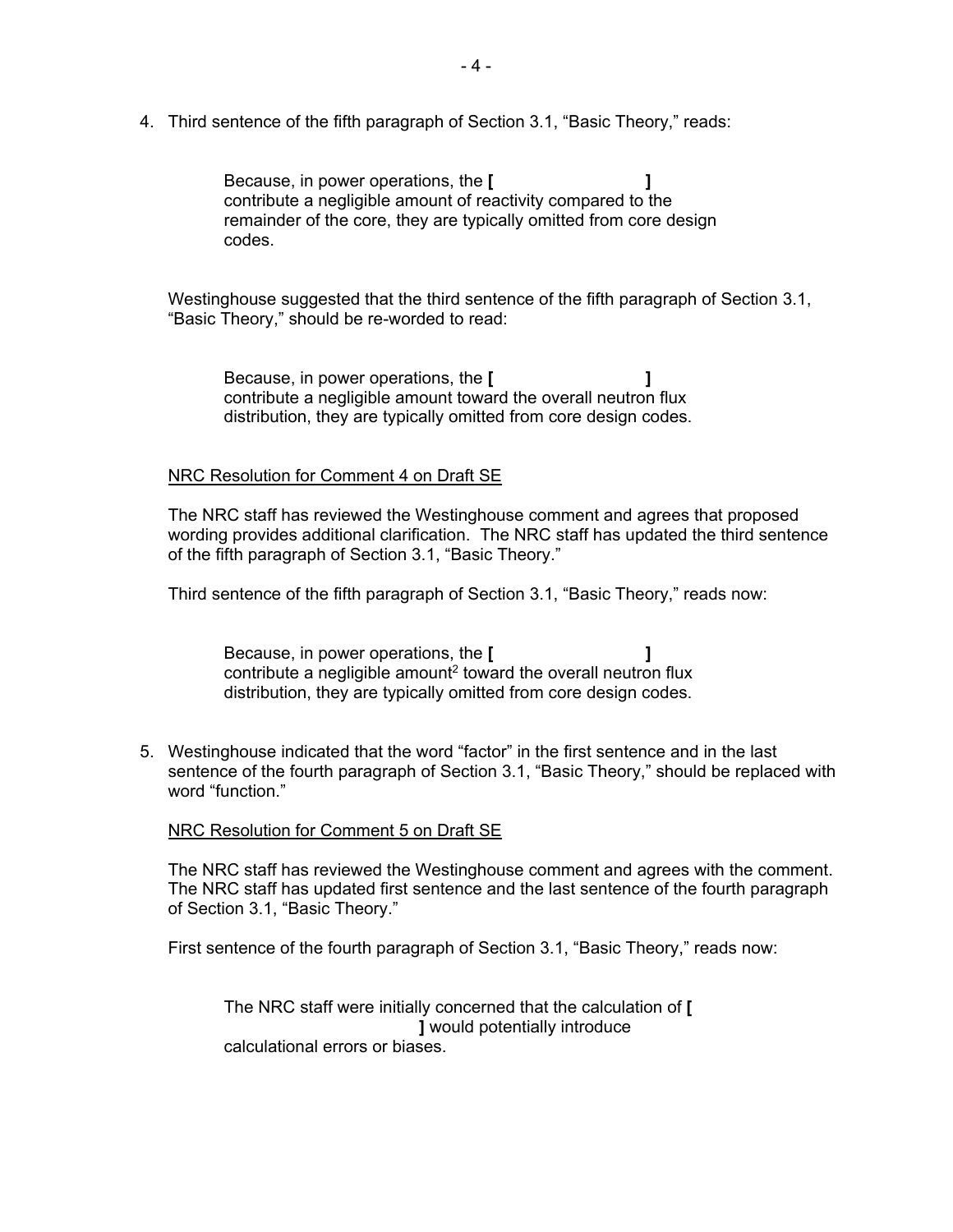4. Third sentence of the fifth paragraph of Section 3.1, "Basic Theory," reads:

> Because, in power operations, the **[ ]** contribute a negligible amount of reactivity compared to the remainder of the core, they are typically omitted from core design codes.

Westinghouse suggested that the third sentence of the fifth paragraph of Section 3.1, "Basic Theory," should be re-worded to read:

> Because, in power operations, the **[ ]** contribute a negligible amount toward the overall neutron flux distribution, they are typically omitted from core design codes.

NRC Resolution for Comment 4 on Draft SE

The NRC staff has reviewed the Westinghouse comment and agrees that proposed wording provides additional clarification. The NRC staff has updated the third sentence of the fifth paragraph of Section 3.1, "Basic Theory."

Third sentence of the fifth paragraph of Section 3.1, "Basic Theory," reads now:

> Because, in power operations, the **[ ]** contribute a negligible amount[2] toward the overall neutron flux distribution, they are typically omitted from core design codes.

5. Westinghouse indicated that the word "factor" in the first sentence and in the last sentence of the fourth paragraph of Section 3.1, "Basic Theory," should be replaced with word "function."

NRC Resolution for Comment 5 on Draft SE

The NRC staff has reviewed the Westinghouse comment and agrees with the comment. The NRC staff has updated first sentence and the last sentence of the fourth paragraph of Section 3.1, "Basic Theory."

First sentence of the fourth paragraph of Section 3.1, "Basic Theory," reads now:

> The NRC staff were initially concerned that the calculation of **[ ]** would potentially introduce calculational errors or biases.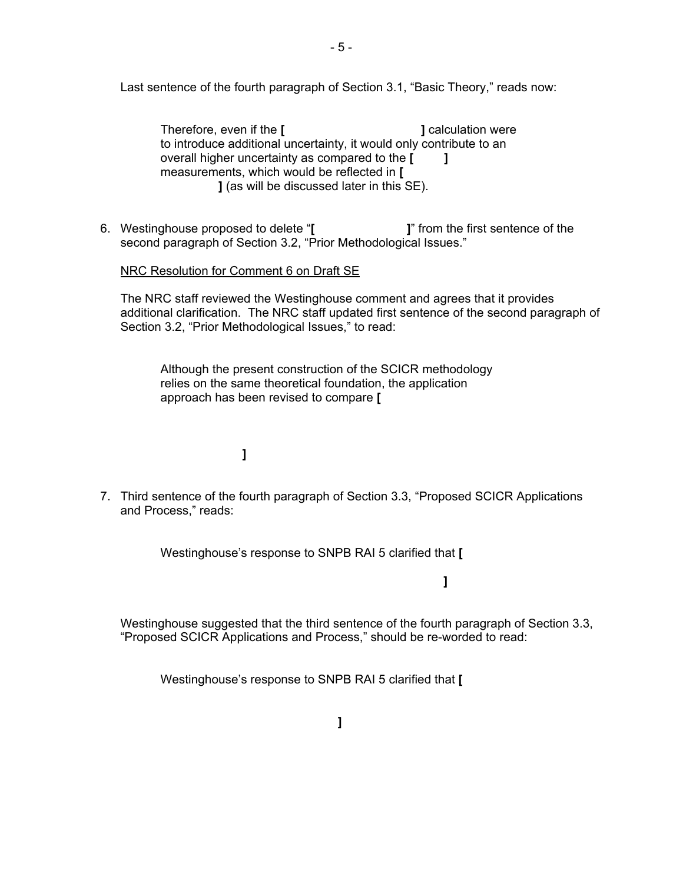Last sentence of the fourth paragraph of Section 3.1, "Basic Theory," reads now:

> Therefore, even if the **[ ]** calculation were to introduce additional uncertainty, it would only contribute to an overall higher uncertainty as compared to the **[ ]** measurements, which would be reflected in **[ ]** (as will be discussed later in this SE).

6. Westinghouse proposed to delete "**[ ]**" from the first sentence of the second paragraph of Section 3.2, "Prior Methodological Issues."

   NRC Resolution for Comment 6 on Draft SE

   The NRC staff reviewed the Westinghouse comment and agrees that it provides additional clarification. The NRC staff updated first sentence of the second paragraph of Section 3.2, "Prior Methodological Issues," to read:

   > Although the present construction of the SCICR methodology relies on the same theoretical foundation, the application approach has been revised to compare **[ ]**

7. Third sentence of the fourth paragraph of Section 3.3, "Proposed SCICR Applications and Process," reads:

   > Westinghouse's response to SNPB RAI 5 clarified that **[ ]**

   Westinghouse suggested that the third sentence of the fourth paragraph of Section 3.3, "Proposed SCICR Applications and Process," should be re-worded to read:

   > Westinghouse's response to SNPB RAI 5 clarified that **[ ]**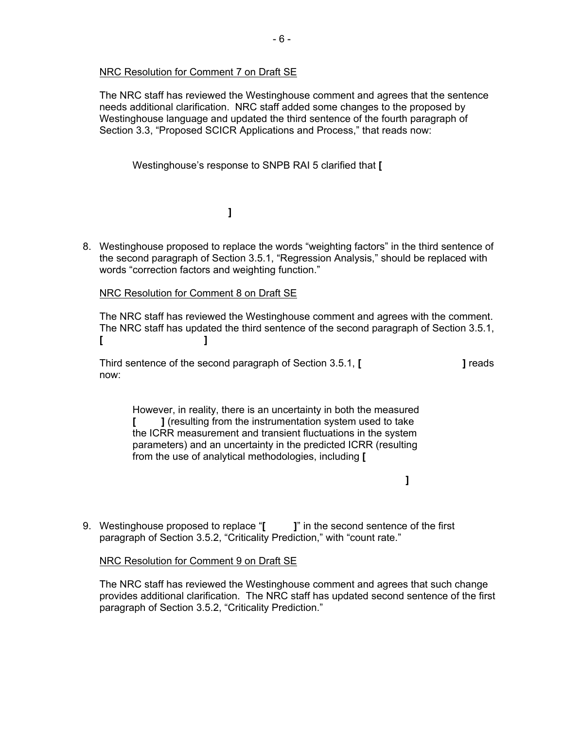NRC Resolution for Comment 7 on Draft SE

The NRC staff has reviewed the Westinghouse comment and agrees that the sentence needs additional clarification. NRC staff added some changes to the proposed by Westinghouse language and updated the third sentence of the fourth paragraph of Section 3.3, "Proposed SCICR Applications and Process," that reads now:

> Westinghouse's response to SNPB RAI 5 clarified that **[**
>
> **]**

8. Westinghouse proposed to replace the words "weighting factors" in the third sentence of the second paragraph of Section 3.5.1, "Regression Analysis," should be replaced with words "correction factors and weighting function."

NRC Resolution for Comment 8 on Draft SE

The NRC staff has reviewed the Westinghouse comment and agrees with the comment. The NRC staff has updated the third sentence of the second paragraph of Section 3.5.1, **[ ]**

Third sentence of the second paragraph of Section 3.5.1, **[ ]** reads now:

> However, in reality, there is an uncertainty in both the measured **[ ]** (resulting from the instrumentation system used to take the ICRR measurement and transient fluctuations in the system parameters) and an uncertainty in the predicted ICRR (resulting from the use of analytical methodologies, including **[**
>
> **]**

9. Westinghouse proposed to replace "**[ ]**" in the second sentence of the first paragraph of Section 3.5.2, "Criticality Prediction," with "count rate."

NRC Resolution for Comment 9 on Draft SE

The NRC staff has reviewed the Westinghouse comment and agrees that such change provides additional clarification. The NRC staff has updated second sentence of the first paragraph of Section 3.5.2, "Criticality Prediction."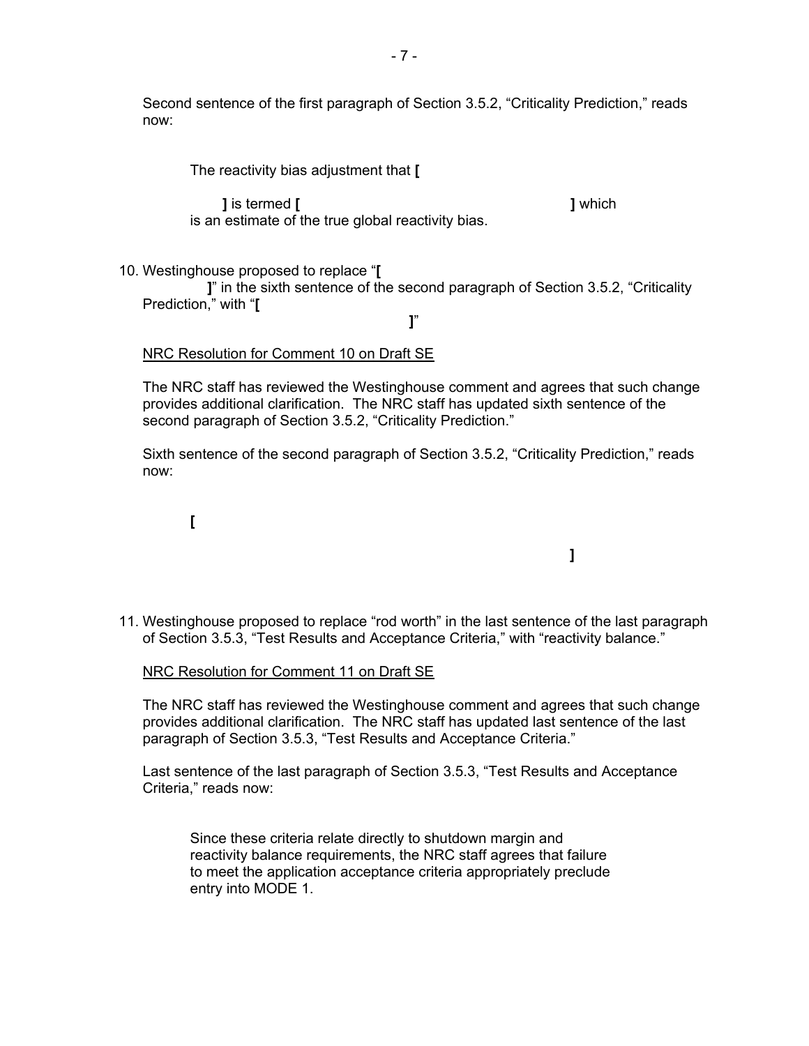Second sentence of the first paragraph of Section 3.5.2, "Criticality Prediction," reads now:

> The reactivity bias adjustment that **[**
>
> **]** is termed **[** **]** which is an estimate of the true global reactivity bias.

10. Westinghouse proposed to replace "**[** **]**" in the sixth sentence of the second paragraph of Section 3.5.2, "Criticality Prediction," with "**[** **]**"

<u>NRC Resolution for Comment 10 on Draft SE</u>

The NRC staff has reviewed the Westinghouse comment and agrees that such change provides additional clarification. The NRC staff has updated sixth sentence of the second paragraph of Section 3.5.2, "Criticality Prediction."

Sixth sentence of the second paragraph of Section 3.5.2, "Criticality Prediction," reads now:

> **[**
>
> **]**

11. Westinghouse proposed to replace "rod worth" in the last sentence of the last paragraph of Section 3.5.3, "Test Results and Acceptance Criteria," with "reactivity balance."

<u>NRC Resolution for Comment 11 on Draft SE</u>

The NRC staff has reviewed the Westinghouse comment and agrees that such change provides additional clarification. The NRC staff has updated last sentence of the last paragraph of Section 3.5.3, "Test Results and Acceptance Criteria."

Last sentence of the last paragraph of Section 3.5.3, "Test Results and Acceptance Criteria," reads now:

> Since these criteria relate directly to shutdown margin and reactivity balance requirements, the NRC staff agrees that failure to meet the application acceptance criteria appropriately preclude entry into MODE 1.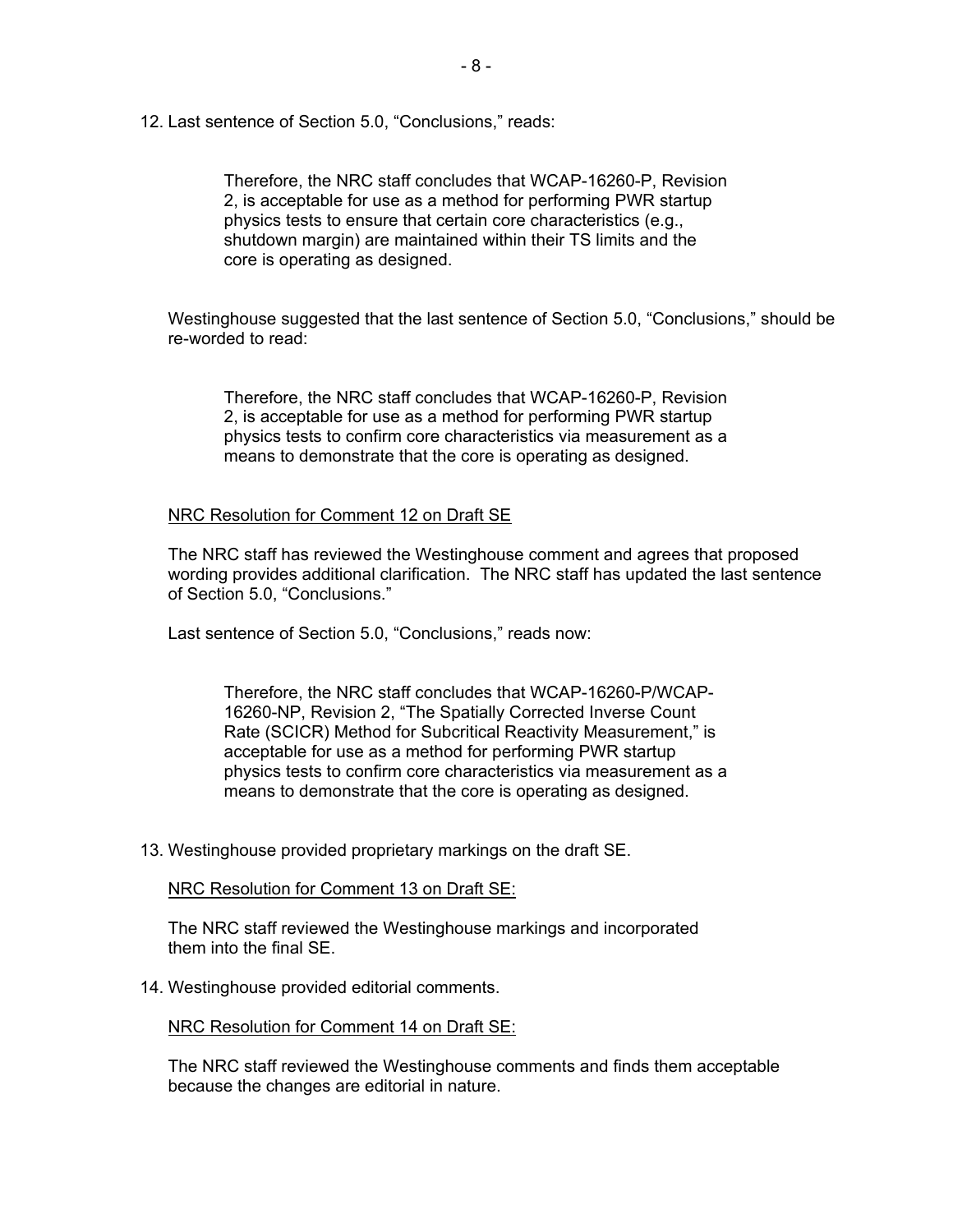12. Last sentence of Section 5.0, "Conclusions," reads:

> Therefore, the NRC staff concludes that WCAP-16260-P, Revision 2, is acceptable for use as a method for performing PWR startup physics tests to ensure that certain core characteristics (e.g., shutdown margin) are maintained within their TS limits and the core is operating as designed.

Westinghouse suggested that the last sentence of Section 5.0, "Conclusions," should be re-worded to read:

> Therefore, the NRC staff concludes that WCAP-16260-P, Revision 2, is acceptable for use as a method for performing PWR startup physics tests to confirm core characteristics via measurement as a means to demonstrate that the core is operating as designed.

NRC Resolution for Comment 12 on Draft SE

The NRC staff has reviewed the Westinghouse comment and agrees that proposed wording provides additional clarification. The NRC staff has updated the last sentence of Section 5.0, "Conclusions."

Last sentence of Section 5.0, "Conclusions," reads now:

> Therefore, the NRC staff concludes that WCAP-16260-P/WCAP-16260-NP, Revision 2, "The Spatially Corrected Inverse Count Rate (SCICR) Method for Subcritical Reactivity Measurement," is acceptable for use as a method for performing PWR startup physics tests to confirm core characteristics via measurement as a means to demonstrate that the core is operating as designed.

13. Westinghouse provided proprietary markings on the draft SE.

NRC Resolution for Comment 13 on Draft SE:

The NRC staff reviewed the Westinghouse markings and incorporated them into the final SE.

14. Westinghouse provided editorial comments.

NRC Resolution for Comment 14 on Draft SE:

The NRC staff reviewed the Westinghouse comments and finds them acceptable because the changes are editorial in nature.